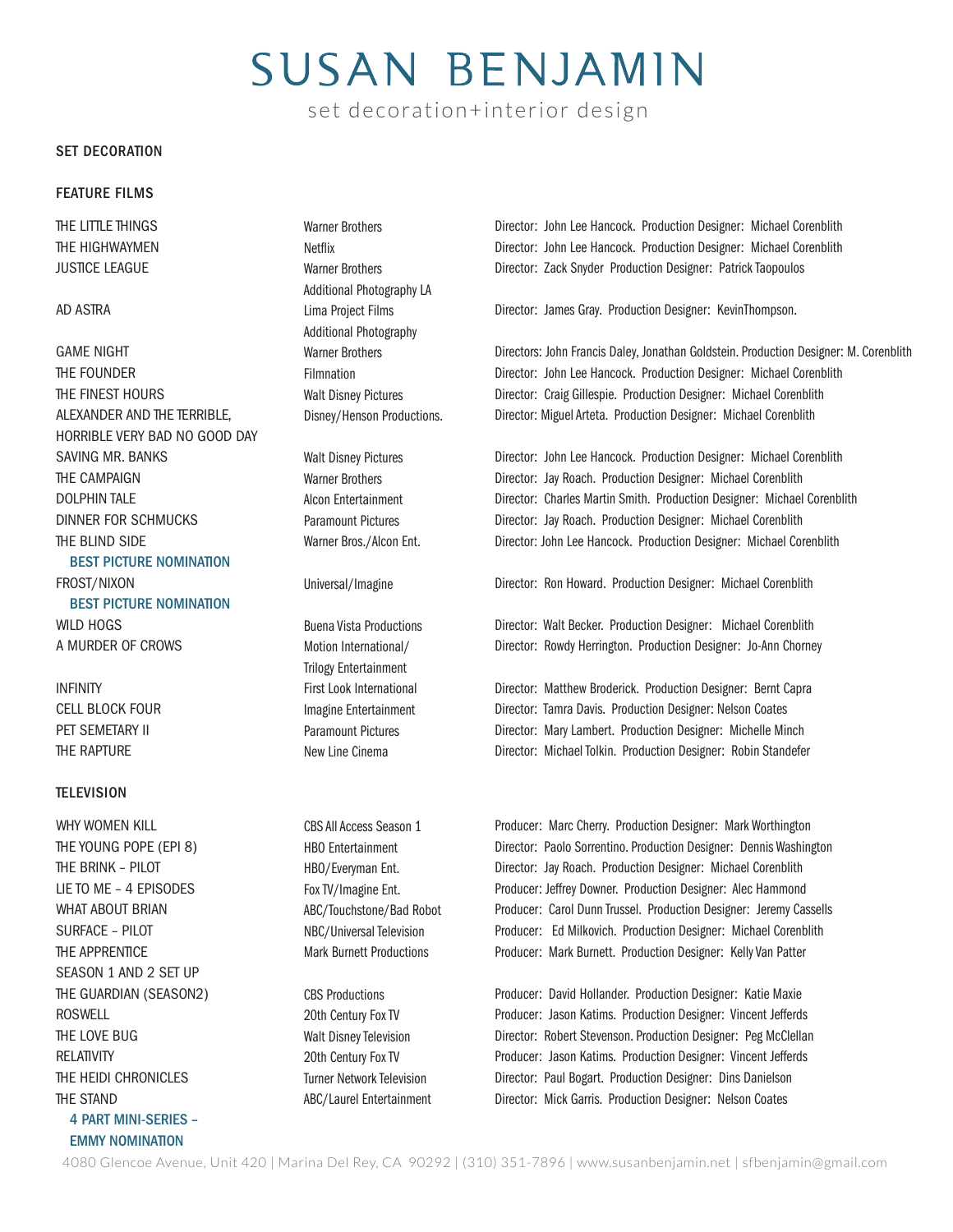# SUSAN BENJAMIN

set decoration+interior design

## SET DECORATION

### FEATURE FILMS

| Title | Studio | Credits |
|---|---|---|
| THE LITTLE THINGS | Warner Brothers | Director: John Lee Hancock. Production Designer: Michael Corenblith |
| THE HIGHWAYMEN | Netflix | Director: John Lee Hancock. Production Designer: Michael Corenblith |
| JUSTICE LEAGUE | Warner Brothers Additional Photography LA | Director: Zack Snyder Production Designer: Patrick Taopoulos |
| AD ASTRA | Lima Project Films Additional Photography | Director: James Gray. Production Designer: KevinThompson. |
| GAME NIGHT | Warner Brothers | Directors: John Francis Daley, Jonathan Goldstein. Production Designer: M. Corenblith |
| THE FOUNDER | Filmnation | Director: John Lee Hancock. Production Designer: Michael Corenblith |
| THE FINEST HOURS | Walt Disney Pictures | Director: Craig Gillespie. Production Designer: Michael Corenblith |
| ALEXANDER AND THE TERRIBLE, HORRIBLE VERY BAD NO GOOD DAY | Disney/Henson Productions. | Director: Miguel Arteta. Production Designer: Michael Corenblith |
| SAVING MR. BANKS | Walt Disney Pictures | Director: John Lee Hancock. Production Designer: Michael Corenblith |
| THE CAMPAIGN | Warner Brothers | Director: Jay Roach. Production Designer: Michael Corenblith |
| DOLPHIN TALE | Alcon Entertainment | Director: Charles Martin Smith. Production Designer: Michael Corenblith |
| DINNER FOR SCHMUCKS | Paramount Pictures | Director: Jay Roach. Production Designer: Michael Corenblith |
| THE BLIND SIDE<br>BEST PICTURE NOMINATION | Warner Bros./Alcon Ent. | Director: John Lee Hancock. Production Designer: Michael Corenblith |
| FROST/NIXON<br>BEST PICTURE NOMINATION | Universal/Imagine | Director: Ron Howard. Production Designer: Michael Corenblith |
| WILD HOGS | Buena Vista Productions | Director: Walt Becker. Production Designer: Michael Corenblith |
| A MURDER OF CROWS | Motion International/ Trilogy Entertainment | Director: Rowdy Herrington. Production Designer: Jo-Ann Chorney |
| INFINITY | First Look International | Director: Matthew Broderick. Production Designer: Bernt Capra |
| CELL BLOCK FOUR | Imagine Entertainment | Director: Tamra Davis. Production Designer: Nelson Coates |
| PET SEMETARY II | Paramount Pictures | Director: Mary Lambert. Production Designer: Michelle Minch |
| THE RAPTURE | New Line Cinema | Director: Michael Tolkin. Production Designer: Robin Standefer |

### TELEVISION

| Title | Studio | Credits |
|---|---|---|
| WHY WOMEN KILL | CBS All Access Season 1 | Producer: Marc Cherry. Production Designer: Mark Worthington |
| THE YOUNG POPE (EPI 8) | HBO Entertainment | Director: Paolo Sorrentino. Production Designer: Dennis Washington |
| THE BRINK – PILOT | HBO/Everyman Ent. | Director: Jay Roach. Production Designer: Michael Corenblith |
| LIE TO ME – 4 EPISODES | Fox TV/Imagine Ent. | Producer: Jeffrey Downer. Production Designer: Alec Hammond |
| WHAT ABOUT BRIAN | ABC/Touchstone/Bad Robot | Producer: Carol Dunn Trussel. Production Designer: Jeremy Cassells |
| SURFACE – PILOT | NBC/Universal Television | Producer: Ed Milkovich. Production Designer: Michael Corenblith |
| THE APPRENTICE SEASON 1 AND 2 SET UP | Mark Burnett Productions | Producer: Mark Burnett. Production Designer: Kelly Van Patter |
| THE GUARDIAN (SEASON2) | CBS Productions | Producer: David Hollander. Production Designer: Katie Maxie |
| ROSWELL | 20th Century Fox TV | Producer: Jason Katims. Production Designer: Vincent Jefferds |
| THE LOVE BUG | Walt Disney Television | Director: Robert Stevenson. Production Designer: Peg McClellan |
| RELATIVITY | 20th Century Fox TV | Producer: Jason Katims. Production Designer: Vincent Jefferds |
| THE HEIDI CHRONICLES | Turner Network Television | Director: Paul Bogart. Production Designer: Dins Danielson |
| THE STAND<br>4 PART MINI-SERIES – EMMY NOMINATION | ABC/Laurel Entertainment | Director: Mick Garris. Production Designer: Nelson Coates |

4080 Glencoe Avenue, Unit 420 | Marina Del Rey, CA 90292 | (310) 351-7896 | www.susanbenjamin.net | sfbenjamin@gmail.com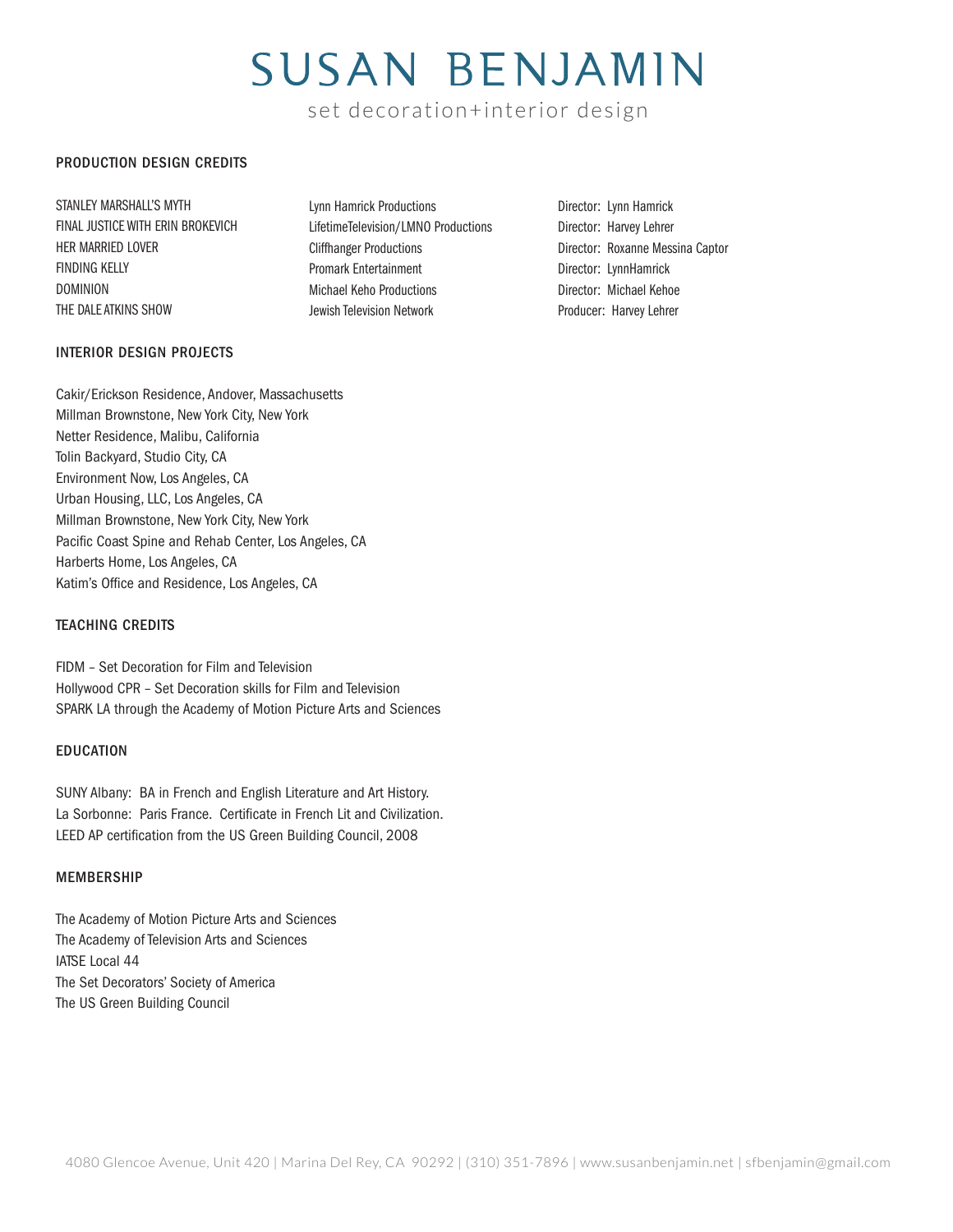# SUSAN BENJAMIN

set decoration+interior design

## PRODUCTION DESIGN CREDITS

| | | |
|---|---|---|
| STANLEY MARSHALL'S MYTH | Lynn Hamrick Productions | Director: Lynn Hamrick |
| FINAL JUSTICE WITH ERIN BROKEVICH | LifetimeTelevision/LMNO Productions | Director: Harvey Lehrer |
| HER MARRIED LOVER | Cliffhanger Productions | Director: Roxanne Messina Captor |
| FINDING KELLY | Promark Entertainment | Director: LynnHamrick |
| DOMINION | Michael Keho Productions | Director: Michael Kehoe |
| THE DALE ATKINS SHOW | Jewish Television Network | Producer: Harvey Lehrer |

## INTERIOR DESIGN PROJECTS

Cakir/Erickson Residence, Andover, Massachusetts
Millman Brownstone, New York City, New York
Netter Residence, Malibu, California
Tolin Backyard, Studio City, CA
Environment Now, Los Angeles, CA
Urban Housing, LLC, Los Angeles, CA
Millman Brownstone, New York City, New York
Pacific Coast Spine and Rehab Center, Los Angeles, CA
Harberts Home, Los Angeles, CA
Katim's Office and Residence, Los Angeles, CA

## TEACHING CREDITS

FIDM – Set Decoration for Film and Television
Hollywood CPR – Set Decoration skills for Film and Television
SPARK LA through the Academy of Motion Picture Arts and Sciences

## EDUCATION

SUNY Albany: BA in French and English Literature and Art History.
La Sorbonne: Paris France. Certificate in French Lit and Civilization.
LEED AP certification from the US Green Building Council, 2008

## MEMBERSHIP

The Academy of Motion Picture Arts and Sciences
The Academy of Television Arts and Sciences
IATSE Local 44
The Set Decorators' Society of America
The US Green Building Council

4080 Glencoe Avenue, Unit 420 | Marina Del Rey, CA 90292 | (310) 351-7896 | www.susanbenjamin.net | sfbenjamin@gmail.com